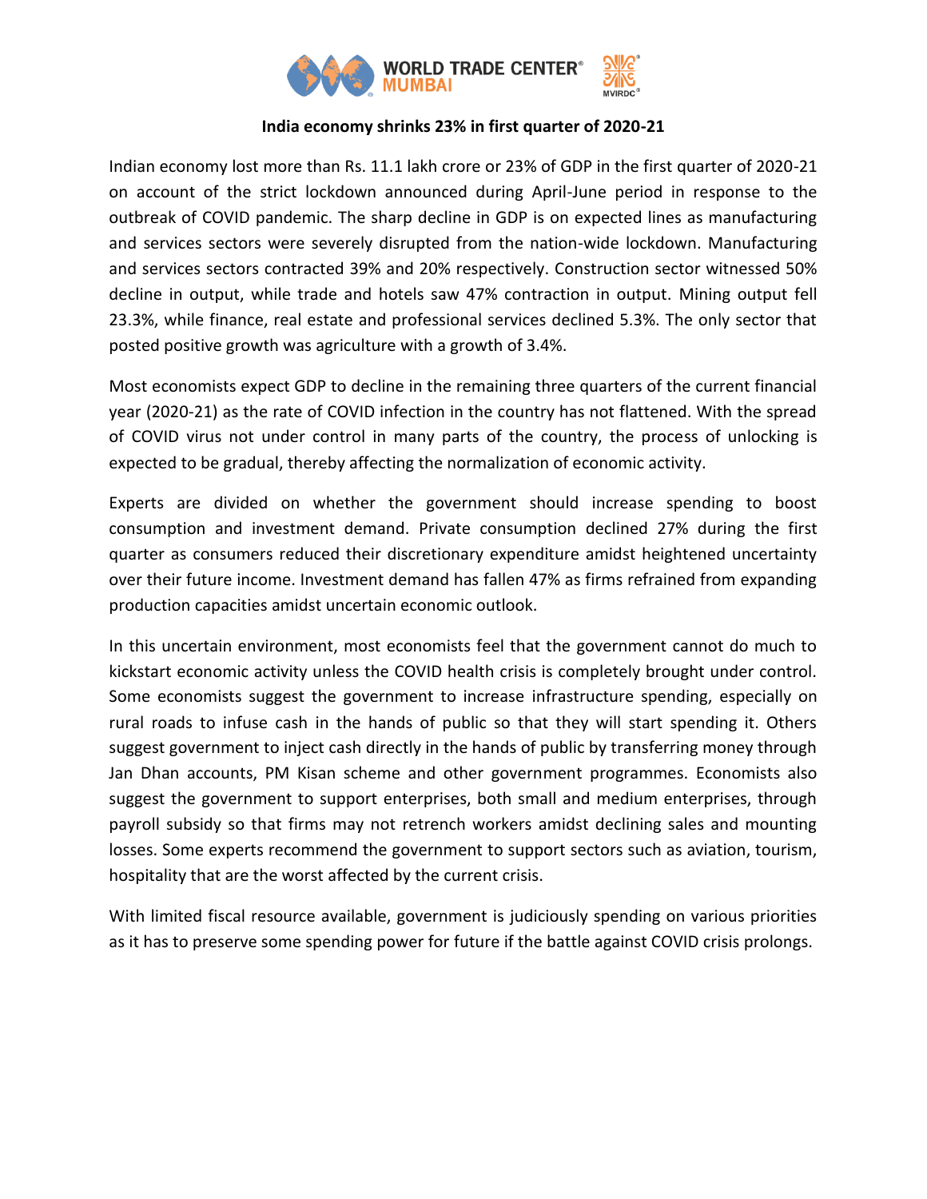**India economy shrinks 23% in first quarter of 2020-21**

Indian economy lost more than Rs. 11.1 lakh crore or 23% of GDP in the first quarter of 2020-21 on account of the strict lockdown announced during April-June period in response to the outbreak of COVID pandemic. The sharp decline in GDP is on expected lines as manufacturing and services sectors were severely disrupted from the nation-wide lockdown. Manufacturing and services sectors contracted 39% and 20% respectively. Construction sector witnessed 50% decline in output, while trade and hotels saw 47% contraction in output. Mining output fell 23.3%, while finance, real estate and professional services declined 5.3%. The only sector that posted positive growth was agriculture with a growth of 3.4%.

Most economists expect GDP to decline in the remaining three quarters of the current financial year (2020-21) as the rate of COVID infection in the country has not flattened. With the spread of COVID virus not under control in many parts of the country, the process of unlocking is expected to be gradual, thereby affecting the normalization of economic activity.

Experts are divided on whether the government should increase spending to boost consumption and investment demand. Private consumption declined 27% during the first quarter as consumers reduced their discretionary expenditure amidst heightened uncertainty over their future income. Investment demand has fallen 47% as firms refrained from expanding production capacities amidst uncertain economic outlook.

In this uncertain environment, most economists feel that the government cannot do much to kickstart economic activity unless the COVID health crisis is completely brought under control. Some economists suggest the government to increase infrastructure spending, especially on rural roads to infuse cash in the hands of public so that they will start spending it. Others suggest government to inject cash directly in the hands of public by transferring money through Jan Dhan accounts, PM Kisan scheme and other government programmes. Economists also suggest the government to support enterprises, both small and medium enterprises, through payroll subsidy so that firms may not retrench workers amidst declining sales and mounting losses. Some experts recommend the government to support sectors such as aviation, tourism, hospitality that are the worst affected by the current crisis.

With limited fiscal resource available, government is judiciously spending on various priorities as it has to preserve some spending power for future if the battle against COVID crisis prolongs.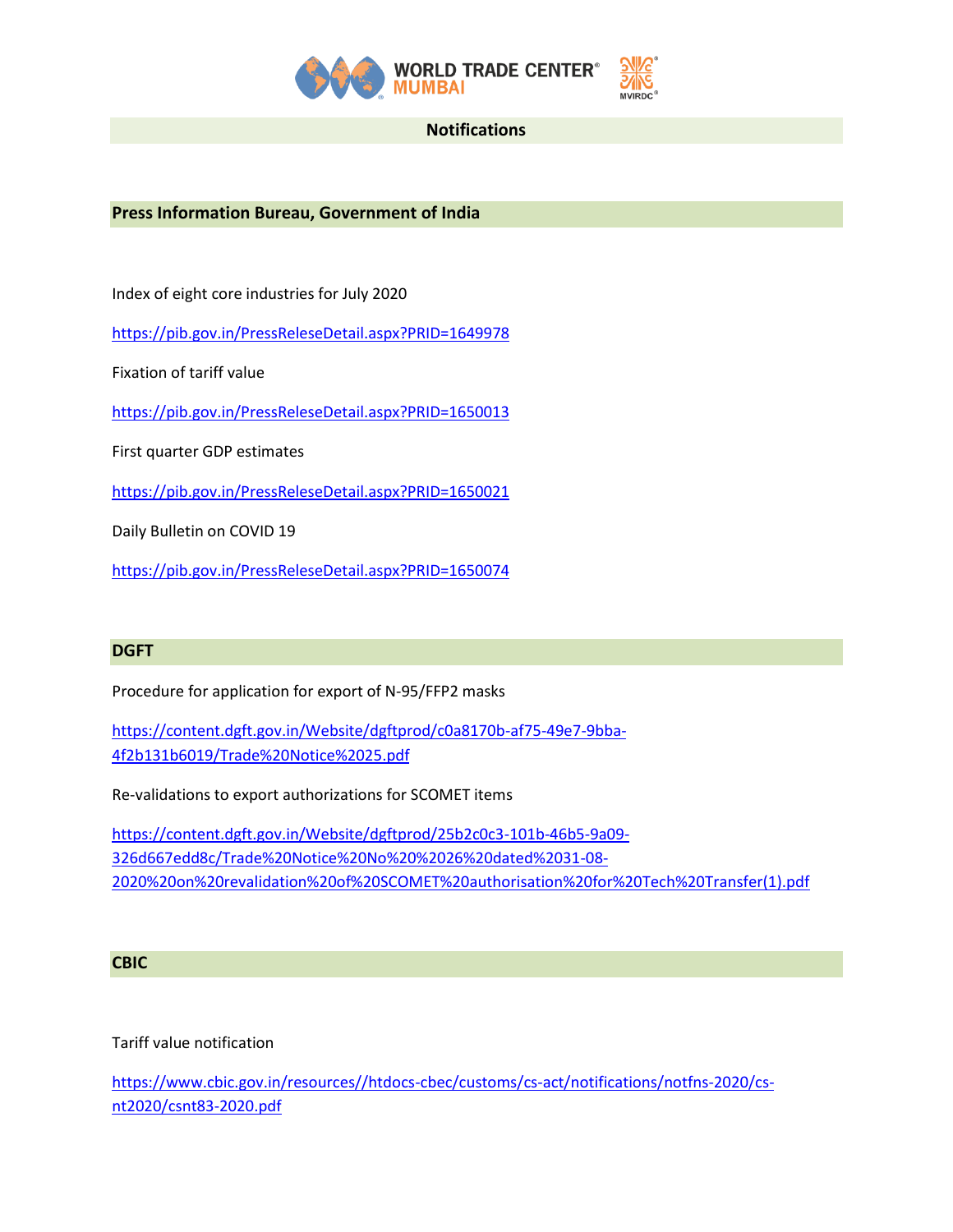## Notifications

### Press Information Bureau, Government of India

Index of eight core industries for July 2020

https://pib.gov.in/PressReleseDetail.aspx?PRID=1649978

Fixation of tariff value

https://pib.gov.in/PressReleseDetail.aspx?PRID=1650013

First quarter GDP estimates

https://pib.gov.in/PressReleseDetail.aspx?PRID=1650021

Daily Bulletin on COVID 19

https://pib.gov.in/PressReleseDetail.aspx?PRID=1650074

### DGFT

Procedure for application for export of N-95/FFP2 masks

https://content.dgft.gov.in/Website/dgftprod/c0a8170b-af75-49e7-9bba-4f2b131b6019/Trade%20Notice%2025.pdf

Re-validations to export authorizations for SCOMET items

https://content.dgft.gov.in/Website/dgftprod/25b2c0c3-101b-46b5-9a09-326d667edd8c/Trade%20Notice%20No%20%2026%20dated%2031-08-2020%20on%20revalidation%20of%20SCOMET%20authorisation%20for%20Tech%20Transfer(1).pdf

### CBIC

Tariff value notification

https://www.cbic.gov.in/resources//htdocs-cbec/customs/cs-act/notifications/notfns-2020/cs-nt2020/csnt83-2020.pdf